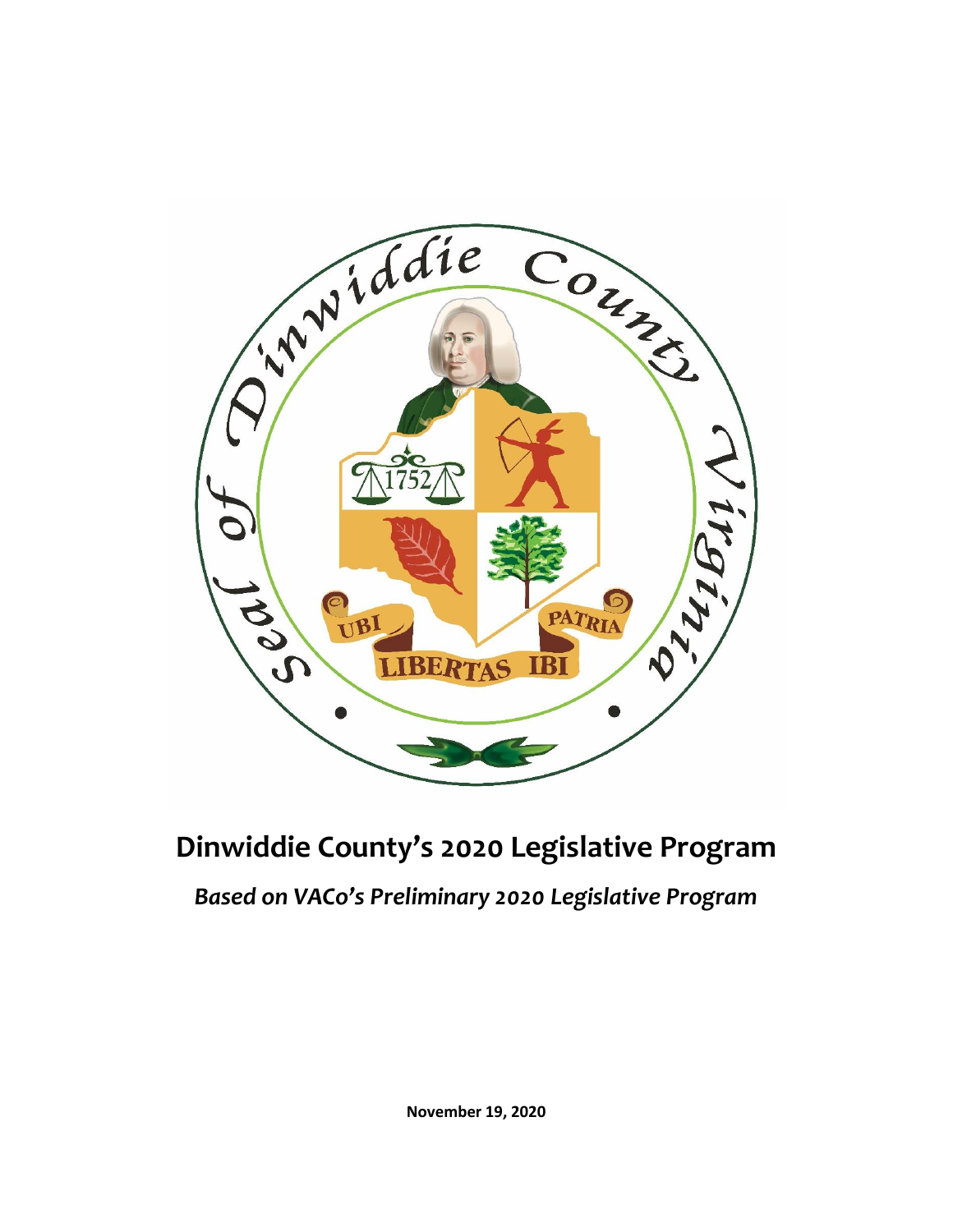# Dinwiddie County's 2020 Legislative Program

## *Based on VACo's Preliminary 2020 Legislative Program*

**November 19, 2020**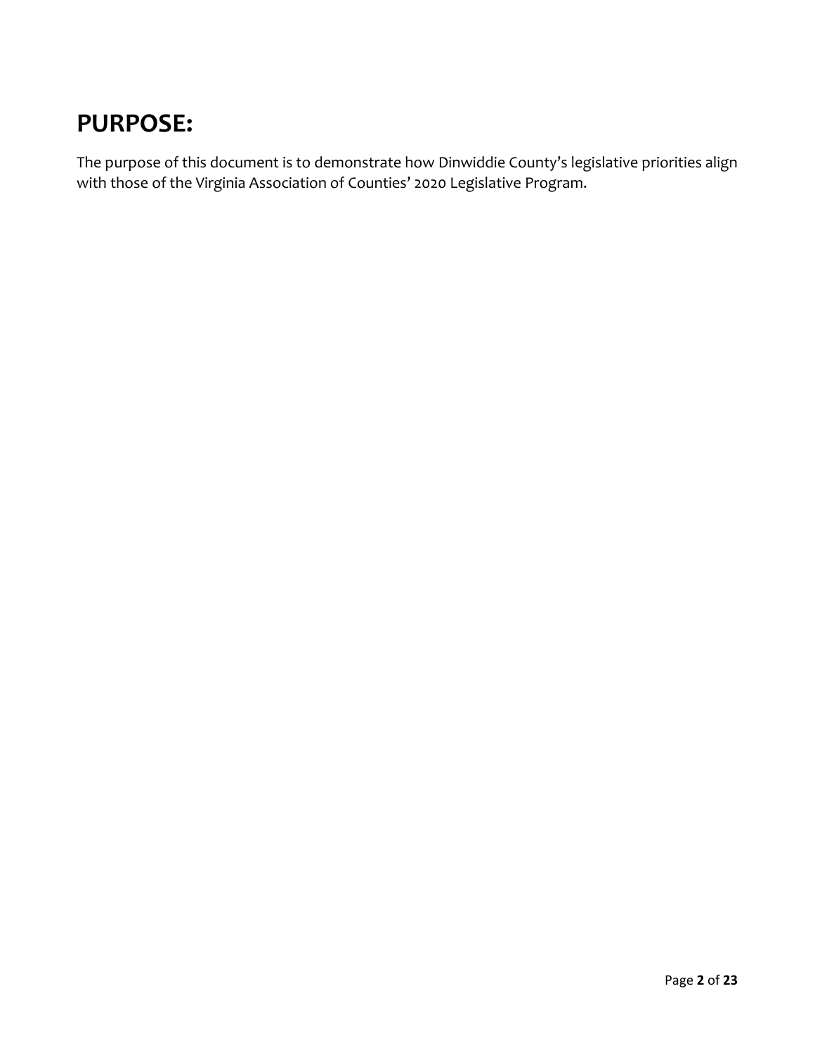# PURPOSE:

The purpose of this document is to demonstrate how Dinwiddie County's legislative priorities align with those of the Virginia Association of Counties' 2020 Legislative Program.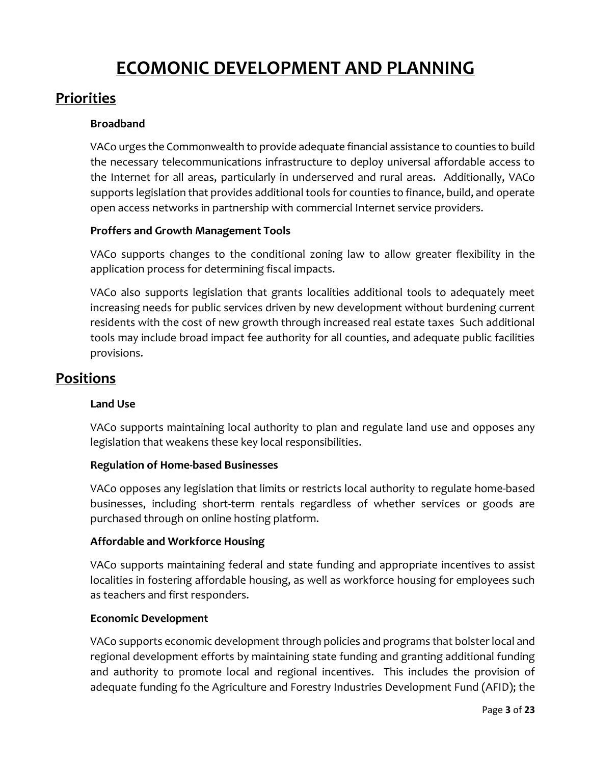# ECOMONIC DEVELOPMENT AND PLANNING

## Priorities

### Broadband

VACo urges the Commonwealth to provide adequate financial assistance to counties to build the necessary telecommunications infrastructure to deploy universal affordable access to the Internet for all areas, particularly in underserved and rural areas. Additionally, VACo supports legislation that provides additional tools for counties to finance, build, and operate open access networks in partnership with commercial Internet service providers.

### Proffers and Growth Management Tools

VACo supports changes to the conditional zoning law to allow greater flexibility in the application process for determining fiscal impacts.

VACo also supports legislation that grants localities additional tools to adequately meet increasing needs for public services driven by new development without burdening current residents with the cost of new growth through increased real estate taxes Such additional tools may include broad impact fee authority for all counties, and adequate public facilities provisions.

## Positions

### Land Use

VACo supports maintaining local authority to plan and regulate land use and opposes any legislation that weakens these key local responsibilities.

### Regulation of Home-based Businesses

VACo opposes any legislation that limits or restricts local authority to regulate home-based businesses, including short-term rentals regardless of whether services or goods are purchased through on online hosting platform.

### Affordable and Workforce Housing

VACo supports maintaining federal and state funding and appropriate incentives to assist localities in fostering affordable housing, as well as workforce housing for employees such as teachers and first responders.

### Economic Development

VACo supports economic development through policies and programs that bolster local and regional development efforts by maintaining state funding and granting additional funding and authority to promote local and regional incentives. This includes the provision of adequate funding fo the Agriculture and Forestry Industries Development Fund (AFID); the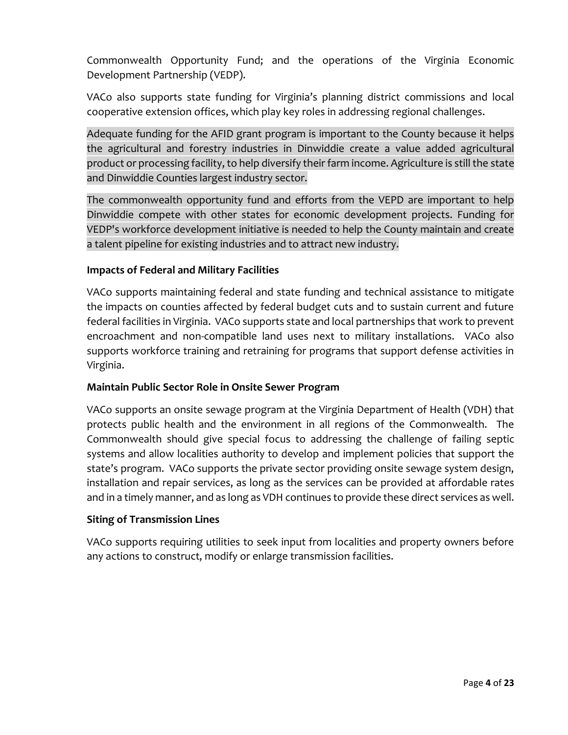Commonwealth Opportunity Fund; and the operations of the Virginia Economic Development Partnership (VEDP).

VACo also supports state funding for Virginia's planning district commissions and local cooperative extension offices, which play key roles in addressing regional challenges.

Adequate funding for the AFID grant program is important to the County because it helps the agricultural and forestry industries in Dinwiddie create a value added agricultural product or processing facility, to help diversify their farm income. Agriculture is still the state and Dinwiddie Counties largest industry sector.

The commonwealth opportunity fund and efforts from the VEPD are important to help Dinwiddie compete with other states for economic development projects. Funding for VEDP's workforce development initiative is needed to help the County maintain and create a talent pipeline for existing industries and to attract new industry.

**Impacts of Federal and Military Facilities**

VACo supports maintaining federal and state funding and technical assistance to mitigate the impacts on counties affected by federal budget cuts and to sustain current and future federal facilities in Virginia. VACo supports state and local partnerships that work to prevent encroachment and non-compatible land uses next to military installations. VACo also supports workforce training and retraining for programs that support defense activities in Virginia.

**Maintain Public Sector Role in Onsite Sewer Program**

VACo supports an onsite sewage program at the Virginia Department of Health (VDH) that protects public health and the environment in all regions of the Commonwealth. The Commonwealth should give special focus to addressing the challenge of failing septic systems and allow localities authority to develop and implement policies that support the state's program. VACo supports the private sector providing onsite sewage system design, installation and repair services, as long as the services can be provided at affordable rates and in a timely manner, and as long as VDH continues to provide these direct services as well.

**Siting of Transmission Lines**

VACo supports requiring utilities to seek input from localities and property owners before any actions to construct, modify or enlarge transmission facilities.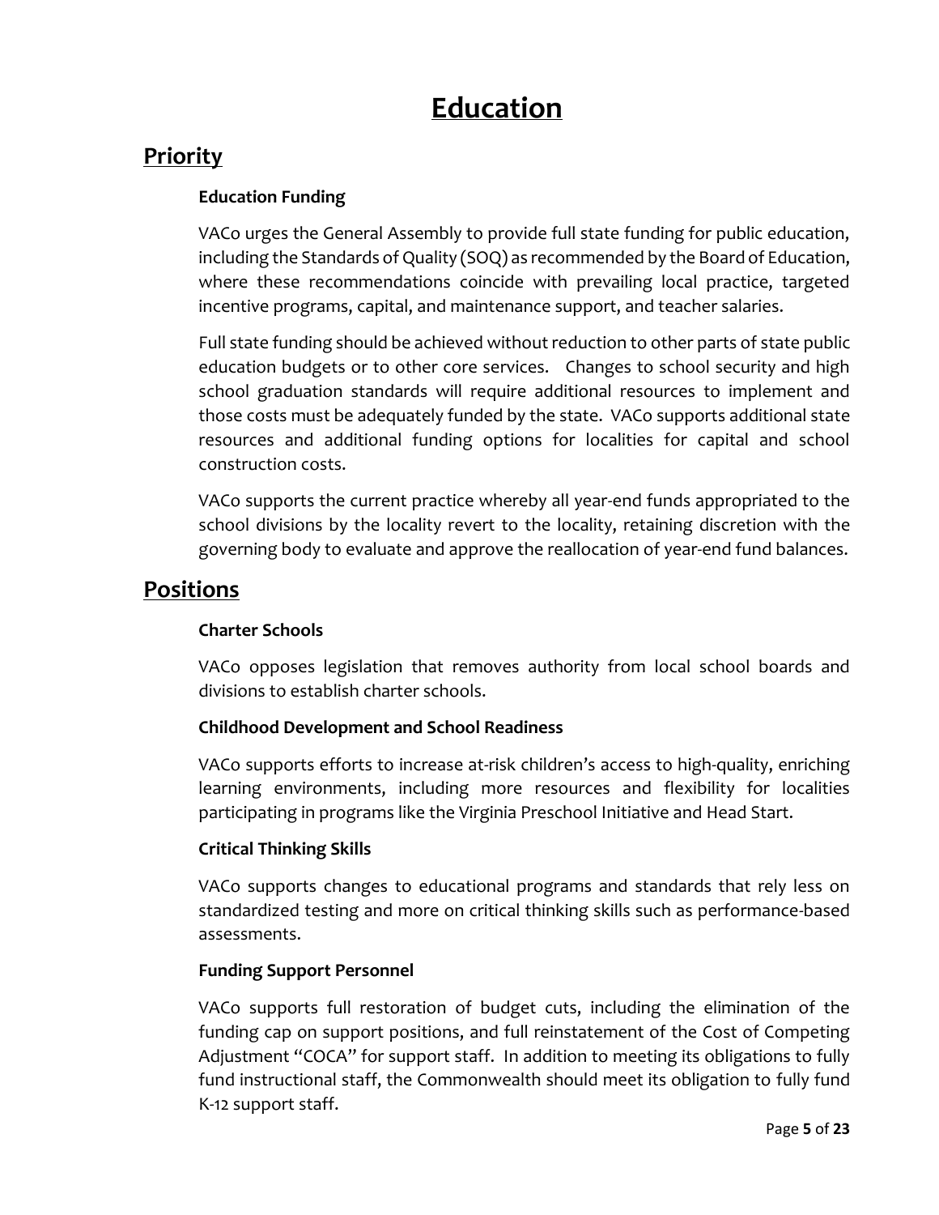# Education

## Priority

### Education Funding

VACo urges the General Assembly to provide full state funding for public education, including the Standards of Quality (SOQ) as recommended by the Board of Education, where these recommendations coincide with prevailing local practice, targeted incentive programs, capital, and maintenance support, and teacher salaries.

Full state funding should be achieved without reduction to other parts of state public education budgets or to other core services. Changes to school security and high school graduation standards will require additional resources to implement and those costs must be adequately funded by the state. VACo supports additional state resources and additional funding options for localities for capital and school construction costs.

VACo supports the current practice whereby all year-end funds appropriated to the school divisions by the locality revert to the locality, retaining discretion with the governing body to evaluate and approve the reallocation of year-end fund balances.

## Positions

### Charter Schools

VACo opposes legislation that removes authority from local school boards and divisions to establish charter schools.

### Childhood Development and School Readiness

VACo supports efforts to increase at-risk children's access to high-quality, enriching learning environments, including more resources and flexibility for localities participating in programs like the Virginia Preschool Initiative and Head Start.

### Critical Thinking Skills

VACo supports changes to educational programs and standards that rely less on standardized testing and more on critical thinking skills such as performance-based assessments.

### Funding Support Personnel

VACo supports full restoration of budget cuts, including the elimination of the funding cap on support positions, and full reinstatement of the Cost of Competing Adjustment "COCA" for support staff. In addition to meeting its obligations to fully fund instructional staff, the Commonwealth should meet its obligation to fully fund K-12 support staff.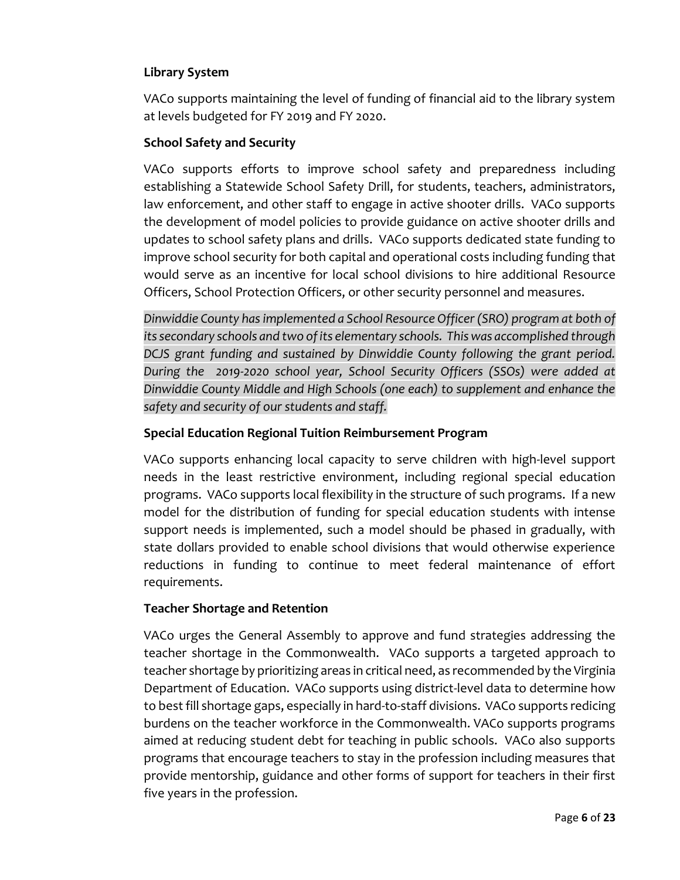**Library System**

VACo supports maintaining the level of funding of financial aid to the library system at levels budgeted for FY 2019 and FY 2020.

**School Safety and Security**

VACo supports efforts to improve school safety and preparedness including establishing a Statewide School Safety Drill, for students, teachers, administrators, law enforcement, and other staff to engage in active shooter drills. VACo supports the development of model policies to provide guidance on active shooter drills and updates to school safety plans and drills. VACo supports dedicated state funding to improve school security for both capital and operational costs including funding that would serve as an incentive for local school divisions to hire additional Resource Officers, School Protection Officers, or other security personnel and measures.

*Dinwiddie County has implemented a School Resource Officer (SRO) program at both of its secondary schools and two of its elementary schools. This was accomplished through DCJS grant funding and sustained by Dinwiddie County following the grant period. During the 2019-2020 school year, School Security Officers (SSOs) were added at Dinwiddie County Middle and High Schools (one each) to supplement and enhance the safety and security of our students and staff.*

**Special Education Regional Tuition Reimbursement Program**

VACo supports enhancing local capacity to serve children with high-level support needs in the least restrictive environment, including regional special education programs. VACo supports local flexibility in the structure of such programs. If a new model for the distribution of funding for special education students with intense support needs is implemented, such a model should be phased in gradually, with state dollars provided to enable school divisions that would otherwise experience reductions in funding to continue to meet federal maintenance of effort requirements.

**Teacher Shortage and Retention**

VACo urges the General Assembly to approve and fund strategies addressing the teacher shortage in the Commonwealth. VACo supports a targeted approach to teacher shortage by prioritizing areas in critical need, as recommended by the Virginia Department of Education. VACo supports using district-level data to determine how to best fill shortage gaps, especially in hard-to-staff divisions. VACo supports redicing burdens on the teacher workforce in the Commonwealth. VACo supports programs aimed at reducing student debt for teaching in public schools. VACo also supports programs that encourage teachers to stay in the profession including measures that provide mentorship, guidance and other forms of support for teachers in their first five years in the profession.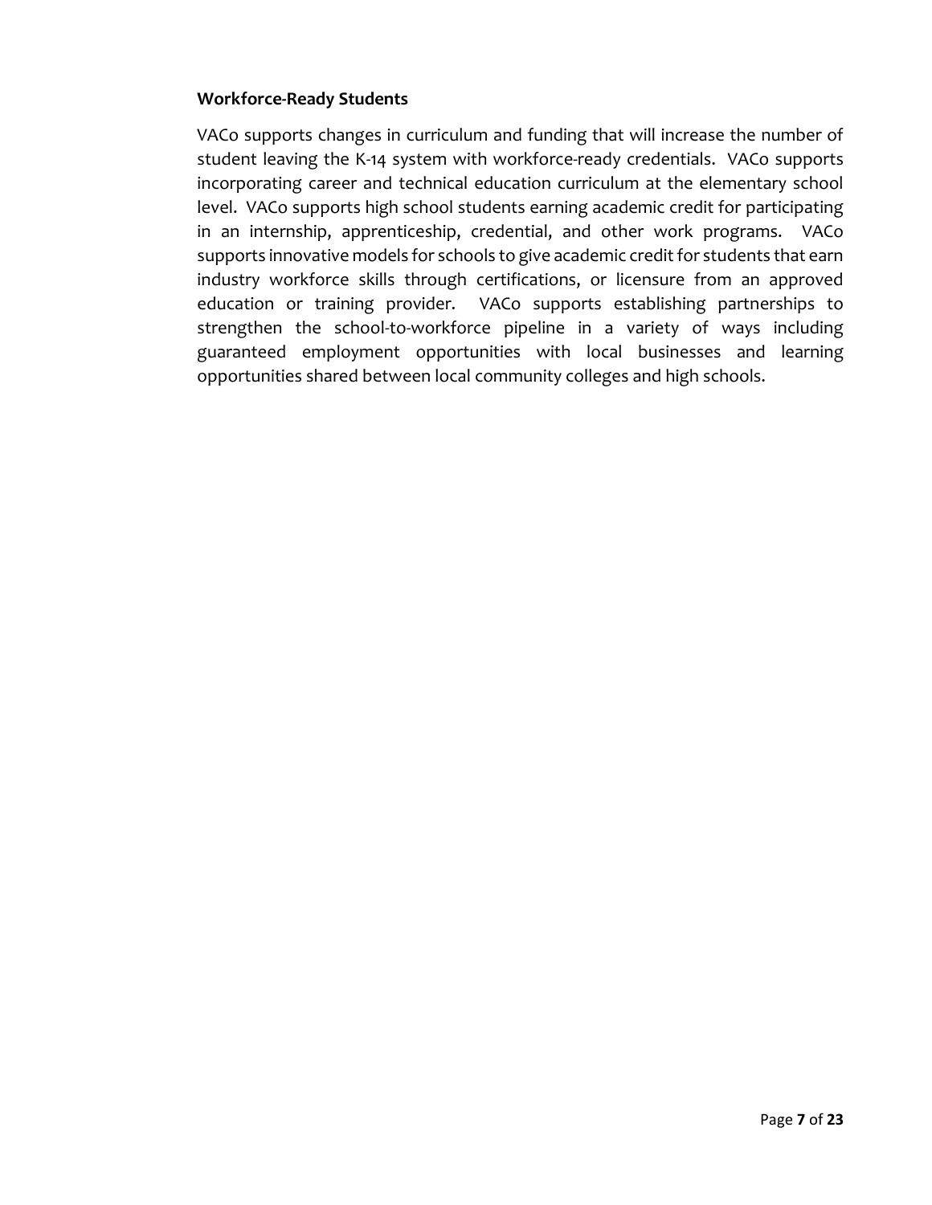**Workforce-Ready Students**

VACo supports changes in curriculum and funding that will increase the number of student leaving the K-14 system with workforce-ready credentials. VACo supports incorporating career and technical education curriculum at the elementary school level. VACo supports high school students earning academic credit for participating in an internship, apprenticeship, credential, and other work programs. VACo supports innovative models for schools to give academic credit for students that earn industry workforce skills through certifications, or licensure from an approved education or training provider. VACo supports establishing partnerships to strengthen the school-to-workforce pipeline in a variety of ways including guaranteed employment opportunities with local businesses and learning opportunities shared between local community colleges and high schools.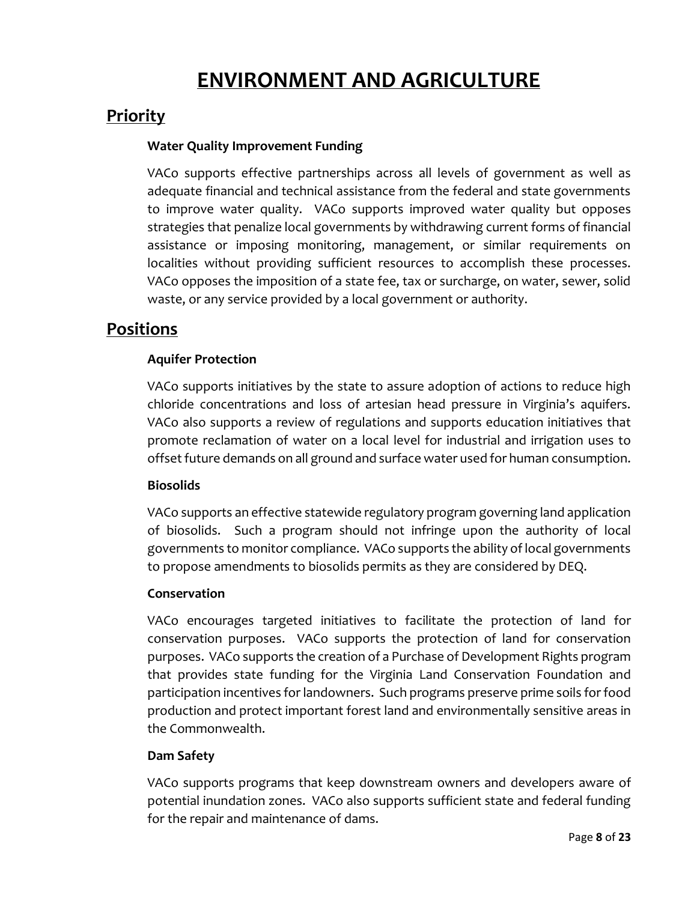# ENVIRONMENT AND AGRICULTURE

## Priority

**Water Quality Improvement Funding**

VACo supports effective partnerships across all levels of government as well as adequate financial and technical assistance from the federal and state governments to improve water quality. VACo supports improved water quality but opposes strategies that penalize local governments by withdrawing current forms of financial assistance or imposing monitoring, management, or similar requirements on localities without providing sufficient resources to accomplish these processes. VACo opposes the imposition of a state fee, tax or surcharge, on water, sewer, solid waste, or any service provided by a local government or authority.

## Positions

**Aquifer Protection**

VACo supports initiatives by the state to assure adoption of actions to reduce high chloride concentrations and loss of artesian head pressure in Virginia's aquifers. VACo also supports a review of regulations and supports education initiatives that promote reclamation of water on a local level for industrial and irrigation uses to offset future demands on all ground and surface water used for human consumption.

**Biosolids**

VACo supports an effective statewide regulatory program governing land application of biosolids. Such a program should not infringe upon the authority of local governments to monitor compliance. VACo supports the ability of local governments to propose amendments to biosolids permits as they are considered by DEQ.

**Conservation**

VACo encourages targeted initiatives to facilitate the protection of land for conservation purposes. VACo supports the protection of land for conservation purposes. VACo supports the creation of a Purchase of Development Rights program that provides state funding for the Virginia Land Conservation Foundation and participation incentives for landowners. Such programs preserve prime soils for food production and protect important forest land and environmentally sensitive areas in the Commonwealth.

**Dam Safety**

VACo supports programs that keep downstream owners and developers aware of potential inundation zones. VACo also supports sufficient state and federal funding for the repair and maintenance of dams.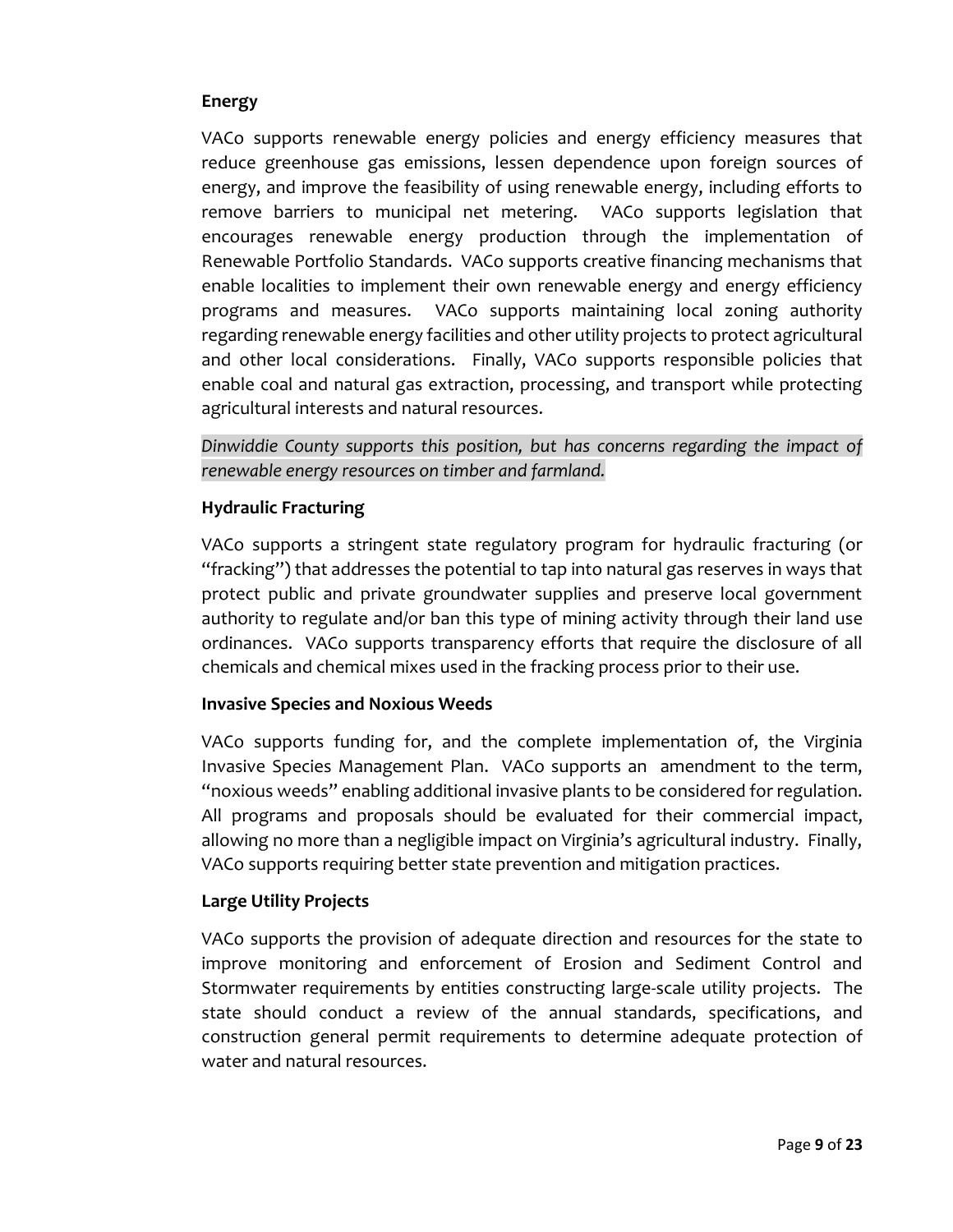**Energy**

VACo supports renewable energy policies and energy efficiency measures that reduce greenhouse gas emissions, lessen dependence upon foreign sources of energy, and improve the feasibility of using renewable energy, including efforts to remove barriers to municipal net metering. VACo supports legislation that encourages renewable energy production through the implementation of Renewable Portfolio Standards. VACo supports creative financing mechanisms that enable localities to implement their own renewable energy and energy efficiency programs and measures. VACo supports maintaining local zoning authority regarding renewable energy facilities and other utility projects to protect agricultural and other local considerations. Finally, VACo supports responsible policies that enable coal and natural gas extraction, processing, and transport while protecting agricultural interests and natural resources.

*Dinwiddie County supports this position, but has concerns regarding the impact of renewable energy resources on timber and farmland.*

**Hydraulic Fracturing**

VACo supports a stringent state regulatory program for hydraulic fracturing (or "fracking") that addresses the potential to tap into natural gas reserves in ways that protect public and private groundwater supplies and preserve local government authority to regulate and/or ban this type of mining activity through their land use ordinances. VACo supports transparency efforts that require the disclosure of all chemicals and chemical mixes used in the fracking process prior to their use.

**Invasive Species and Noxious Weeds**

VACo supports funding for, and the complete implementation of, the Virginia Invasive Species Management Plan. VACo supports an amendment to the term, "noxious weeds" enabling additional invasive plants to be considered for regulation. All programs and proposals should be evaluated for their commercial impact, allowing no more than a negligible impact on Virginia's agricultural industry. Finally, VACo supports requiring better state prevention and mitigation practices.

**Large Utility Projects**

VACo supports the provision of adequate direction and resources for the state to improve monitoring and enforcement of Erosion and Sediment Control and Stormwater requirements by entities constructing large-scale utility projects. The state should conduct a review of the annual standards, specifications, and construction general permit requirements to determine adequate protection of water and natural resources.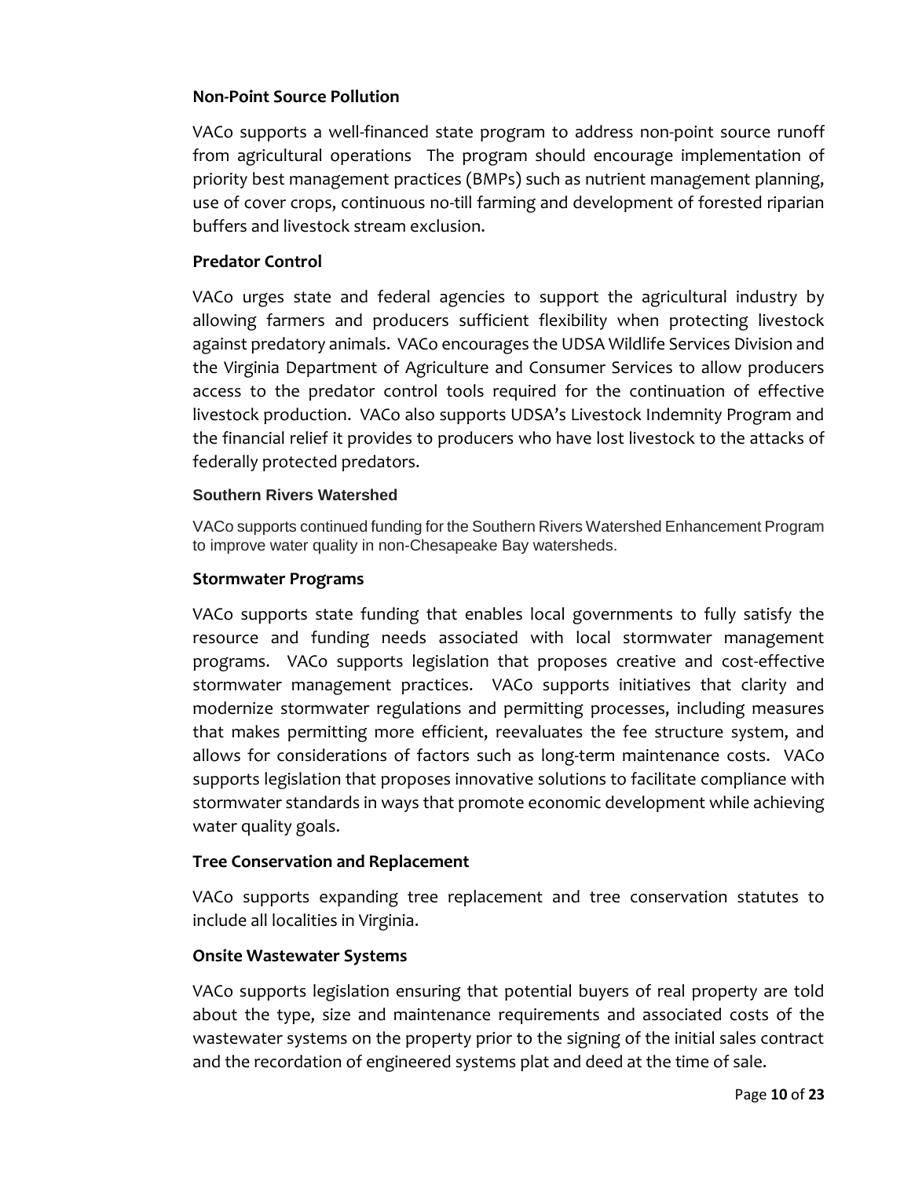**Non-Point Source Pollution**

VACo supports a well-financed state program to address non-point source runoff from agricultural operations The program should encourage implementation of priority best management practices (BMPs) such as nutrient management planning, use of cover crops, continuous no-till farming and development of forested riparian buffers and livestock stream exclusion.

**Predator Control**

VACo urges state and federal agencies to support the agricultural industry by allowing farmers and producers sufficient flexibility when protecting livestock against predatory animals. VACo encourages the UDSA Wildlife Services Division and the Virginia Department of Agriculture and Consumer Services to allow producers access to the predator control tools required for the continuation of effective livestock production. VACo also supports UDSA's Livestock Indemnity Program and the financial relief it provides to producers who have lost livestock to the attacks of federally protected predators.

**Southern Rivers Watershed**

VACo supports continued funding for the Southern Rivers Watershed Enhancement Program to improve water quality in non-Chesapeake Bay watersheds.

**Stormwater Programs**

VACo supports state funding that enables local governments to fully satisfy the resource and funding needs associated with local stormwater management programs. VACo supports legislation that proposes creative and cost-effective stormwater management practices. VACo supports initiatives that clarity and modernize stormwater regulations and permitting processes, including measures that makes permitting more efficient, reevaluates the fee structure system, and allows for considerations of factors such as long-term maintenance costs. VACo supports legislation that proposes innovative solutions to facilitate compliance with stormwater standards in ways that promote economic development while achieving water quality goals.

**Tree Conservation and Replacement**

VACo supports expanding tree replacement and tree conservation statutes to include all localities in Virginia.

**Onsite Wastewater Systems**

VACo supports legislation ensuring that potential buyers of real property are told about the type, size and maintenance requirements and associated costs of the wastewater systems on the property prior to the signing of the initial sales contract and the recordation of engineered systems plat and deed at the time of sale.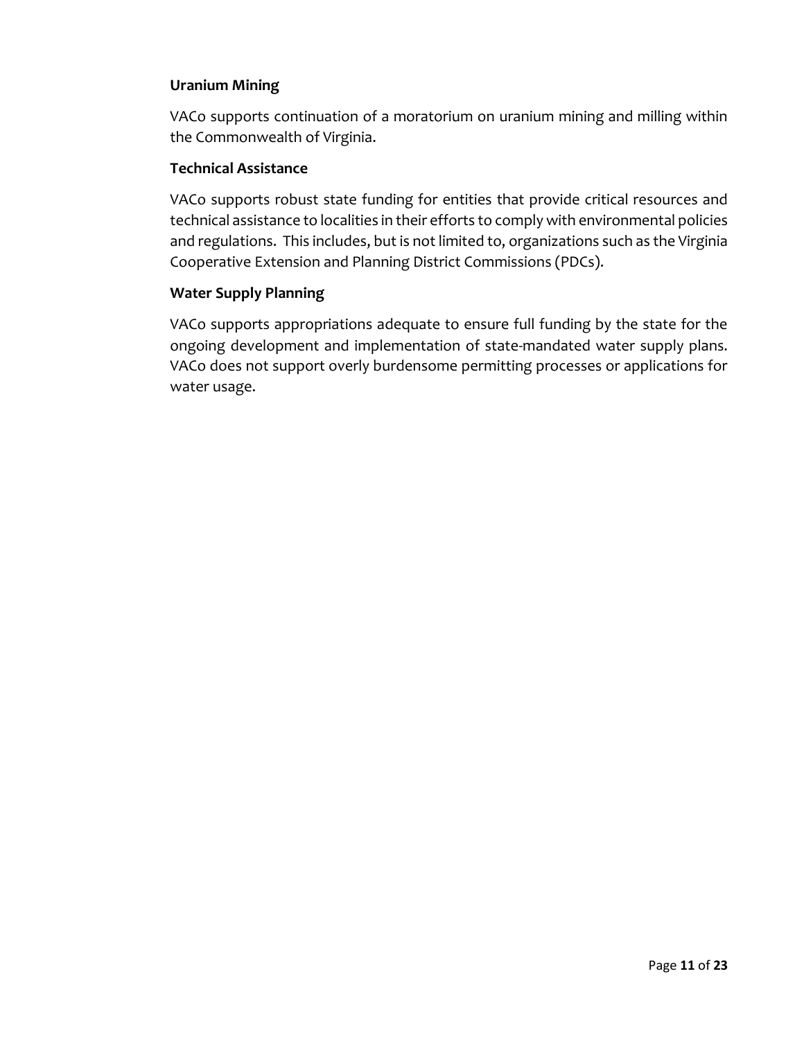**Uranium Mining**

VACo supports continuation of a moratorium on uranium mining and milling within the Commonwealth of Virginia.

**Technical Assistance**

VACo supports robust state funding for entities that provide critical resources and technical assistance to localities in their efforts to comply with environmental policies and regulations. This includes, but is not limited to, organizations such as the Virginia Cooperative Extension and Planning District Commissions (PDCs).

**Water Supply Planning**

VACo supports appropriations adequate to ensure full funding by the state for the ongoing development and implementation of state-mandated water supply plans. VACo does not support overly burdensome permitting processes or applications for water usage.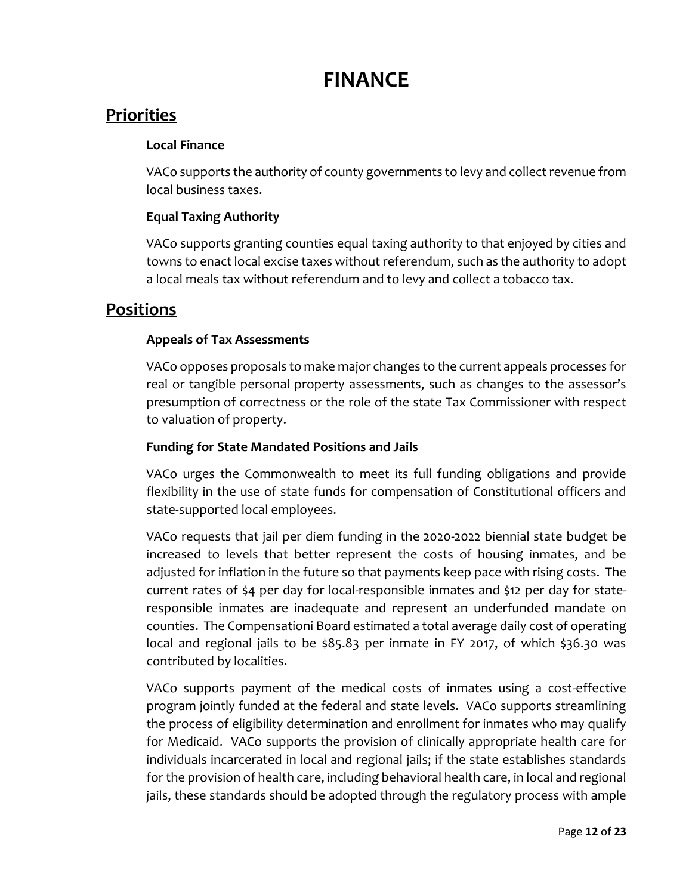# FINANCE

## Priorities

### Local Finance

VACo supports the authority of county governments to levy and collect revenue from local business taxes.

### Equal Taxing Authority

VACo supports granting counties equal taxing authority to that enjoyed by cities and towns to enact local excise taxes without referendum, such as the authority to adopt a local meals tax without referendum and to levy and collect a tobacco tax.

## Positions

### Appeals of Tax Assessments

VACo opposes proposals to make major changes to the current appeals processes for real or tangible personal property assessments, such as changes to the assessor's presumption of correctness or the role of the state Tax Commissioner with respect to valuation of property.

### Funding for State Mandated Positions and Jails

VACo urges the Commonwealth to meet its full funding obligations and provide flexibility in the use of state funds for compensation of Constitutional officers and state-supported local employees.

VACo requests that jail per diem funding in the 2020-2022 biennial state budget be increased to levels that better represent the costs of housing inmates, and be adjusted for inflation in the future so that payments keep pace with rising costs. The current rates of $4 per day for local-responsible inmates and $12 per day for state-responsible inmates are inadequate and represent an underfunded mandate on counties. The Compensationi Board estimated a total average daily cost of operating local and regional jails to be $85.83 per inmate in FY 2017, of which $36.30 was contributed by localities.

VACo supports payment of the medical costs of inmates using a cost-effective program jointly funded at the federal and state levels. VACo supports streamlining the process of eligibility determination and enrollment for inmates who may qualify for Medicaid. VACo supports the provision of clinically appropriate health care for individuals incarcerated in local and regional jails; if the state establishes standards for the provision of health care, including behavioral health care, in local and regional jails, these standards should be adopted through the regulatory process with ample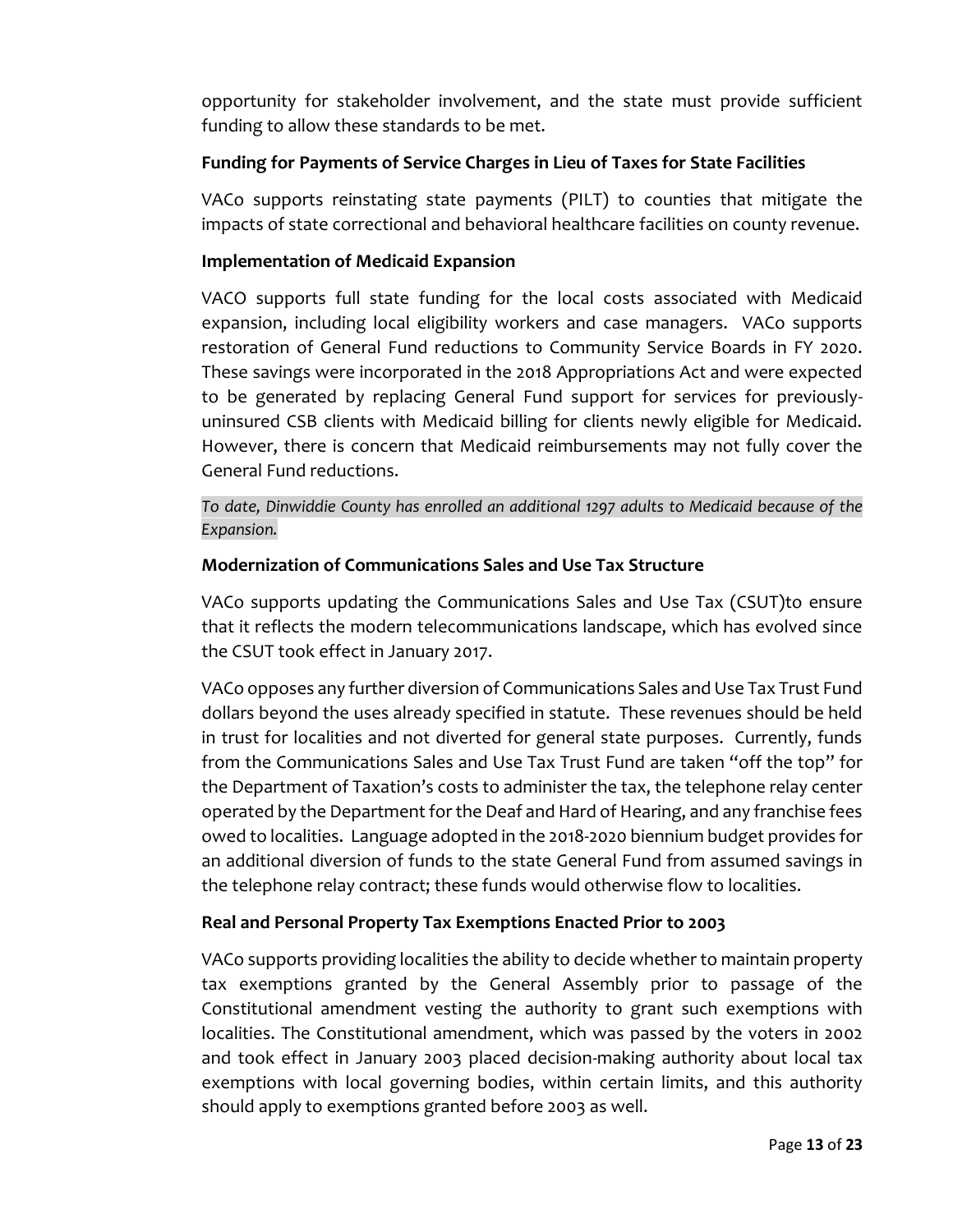opportunity for stakeholder involvement, and the state must provide sufficient funding to allow these standards to be met.

**Funding for Payments of Service Charges in Lieu of Taxes for State Facilities**

VACo supports reinstating state payments (PILT) to counties that mitigate the impacts of state correctional and behavioral healthcare facilities on county revenue.

**Implementation of Medicaid Expansion**

VACO supports full state funding for the local costs associated with Medicaid expansion, including local eligibility workers and case managers. VACo supports restoration of General Fund reductions to Community Service Boards in FY 2020. These savings were incorporated in the 2018 Appropriations Act and were expected to be generated by replacing General Fund support for services for previously-uninsured CSB clients with Medicaid billing for clients newly eligible for Medicaid. However, there is concern that Medicaid reimbursements may not fully cover the General Fund reductions.

*To date, Dinwiddie County has enrolled an additional 1297 adults to Medicaid because of the Expansion.*

**Modernization of Communications Sales and Use Tax Structure**

VACo supports updating the Communications Sales and Use Tax (CSUT)to ensure that it reflects the modern telecommunications landscape, which has evolved since the CSUT took effect in January 2017.

VACo opposes any further diversion of Communications Sales and Use Tax Trust Fund dollars beyond the uses already specified in statute. These revenues should be held in trust for localities and not diverted for general state purposes. Currently, funds from the Communications Sales and Use Tax Trust Fund are taken "off the top" for the Department of Taxation's costs to administer the tax, the telephone relay center operated by the Department for the Deaf and Hard of Hearing, and any franchise fees owed to localities. Language adopted in the 2018-2020 biennium budget provides for an additional diversion of funds to the state General Fund from assumed savings in the telephone relay contract; these funds would otherwise flow to localities.

**Real and Personal Property Tax Exemptions Enacted Prior to 2003**

VACo supports providing localities the ability to decide whether to maintain property tax exemptions granted by the General Assembly prior to passage of the Constitutional amendment vesting the authority to grant such exemptions with localities. The Constitutional amendment, which was passed by the voters in 2002 and took effect in January 2003 placed decision-making authority about local tax exemptions with local governing bodies, within certain limits, and this authority should apply to exemptions granted before 2003 as well.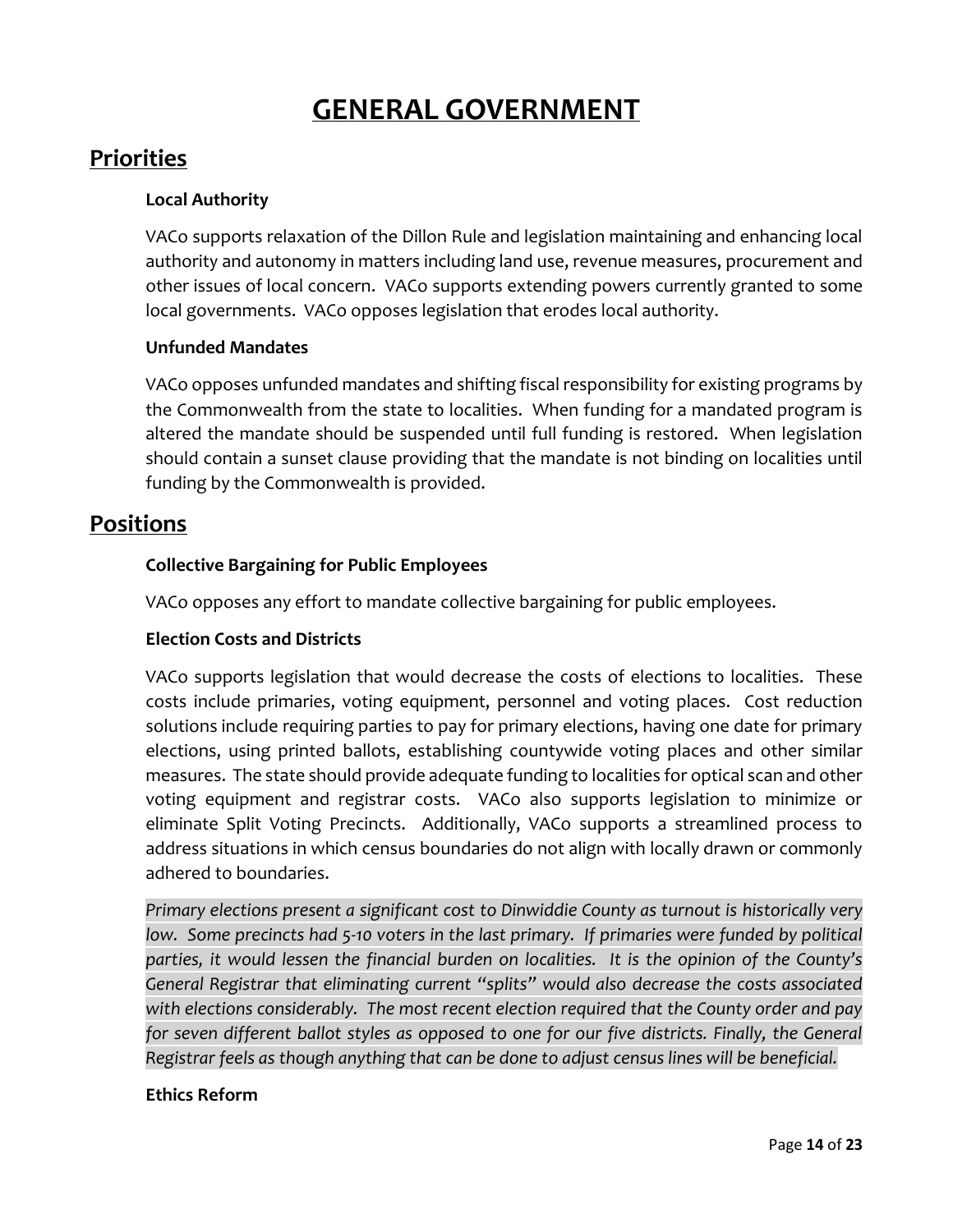# GENERAL GOVERNMENT

## Priorities

**Local Authority**

VACo supports relaxation of the Dillon Rule and legislation maintaining and enhancing local authority and autonomy in matters including land use, revenue measures, procurement and other issues of local concern. VACo supports extending powers currently granted to some local governments. VACo opposes legislation that erodes local authority.

**Unfunded Mandates**

VACo opposes unfunded mandates and shifting fiscal responsibility for existing programs by the Commonwealth from the state to localities. When funding for a mandated program is altered the mandate should be suspended until full funding is restored. When legislation should contain a sunset clause providing that the mandate is not binding on localities until funding by the Commonwealth is provided.

## Positions

**Collective Bargaining for Public Employees**

VACo opposes any effort to mandate collective bargaining for public employees.

**Election Costs and Districts**

VACo supports legislation that would decrease the costs of elections to localities. These costs include primaries, voting equipment, personnel and voting places. Cost reduction solutions include requiring parties to pay for primary elections, having one date for primary elections, using printed ballots, establishing countywide voting places and other similar measures. The state should provide adequate funding to localities for optical scan and other voting equipment and registrar costs. VACo also supports legislation to minimize or eliminate Split Voting Precincts. Additionally, VACo supports a streamlined process to address situations in which census boundaries do not align with locally drawn or commonly adhered to boundaries.

*Primary elections present a significant cost to Dinwiddie County as turnout is historically very low. Some precincts had 5-10 voters in the last primary. If primaries were funded by political parties, it would lessen the financial burden on localities. It is the opinion of the County's General Registrar that eliminating current "splits" would also decrease the costs associated with elections considerably. The most recent election required that the County order and pay for seven different ballot styles as opposed to one for our five districts. Finally, the General Registrar feels as though anything that can be done to adjust census lines will be beneficial.*

**Ethics Reform**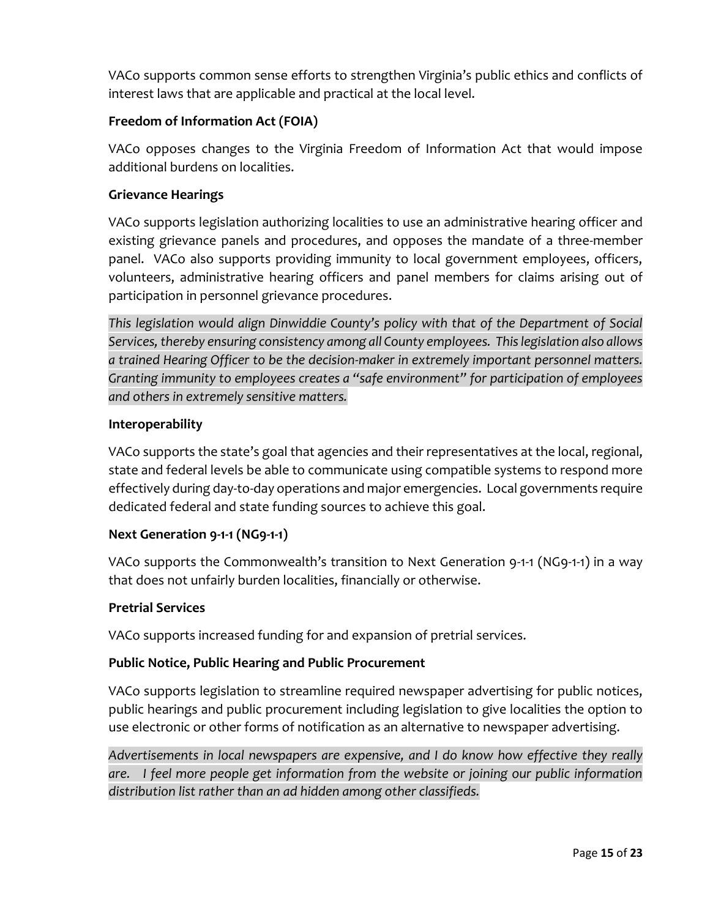VACo supports common sense efforts to strengthen Virginia's public ethics and conflicts of interest laws that are applicable and practical at the local level.

**Freedom of Information Act (FOIA)**

VACo opposes changes to the Virginia Freedom of Information Act that would impose additional burdens on localities.

**Grievance Hearings**

VACo supports legislation authorizing localities to use an administrative hearing officer and existing grievance panels and procedures, and opposes the mandate of a three-member panel. VACo also supports providing immunity to local government employees, officers, volunteers, administrative hearing officers and panel members for claims arising out of participation in personnel grievance procedures.

*This legislation would align Dinwiddie County's policy with that of the Department of Social Services, thereby ensuring consistency among all County employees. This legislation also allows a trained Hearing Officer to be the decision-maker in extremely important personnel matters. Granting immunity to employees creates a "safe environment" for participation of employees and others in extremely sensitive matters.*

**Interoperability**

VACo supports the state's goal that agencies and their representatives at the local, regional, state and federal levels be able to communicate using compatible systems to respond more effectively during day-to-day operations and major emergencies. Local governments require dedicated federal and state funding sources to achieve this goal.

**Next Generation 9-1-1 (NG9-1-1)**

VACo supports the Commonwealth's transition to Next Generation 9-1-1 (NG9-1-1) in a way that does not unfairly burden localities, financially or otherwise.

**Pretrial Services**

VACo supports increased funding for and expansion of pretrial services.

**Public Notice, Public Hearing and Public Procurement**

VACo supports legislation to streamline required newspaper advertising for public notices, public hearings and public procurement including legislation to give localities the option to use electronic or other forms of notification as an alternative to newspaper advertising.

*Advertisements in local newspapers are expensive, and I do know how effective they really are. I feel more people get information from the website or joining our public information distribution list rather than an ad hidden among other classifieds.*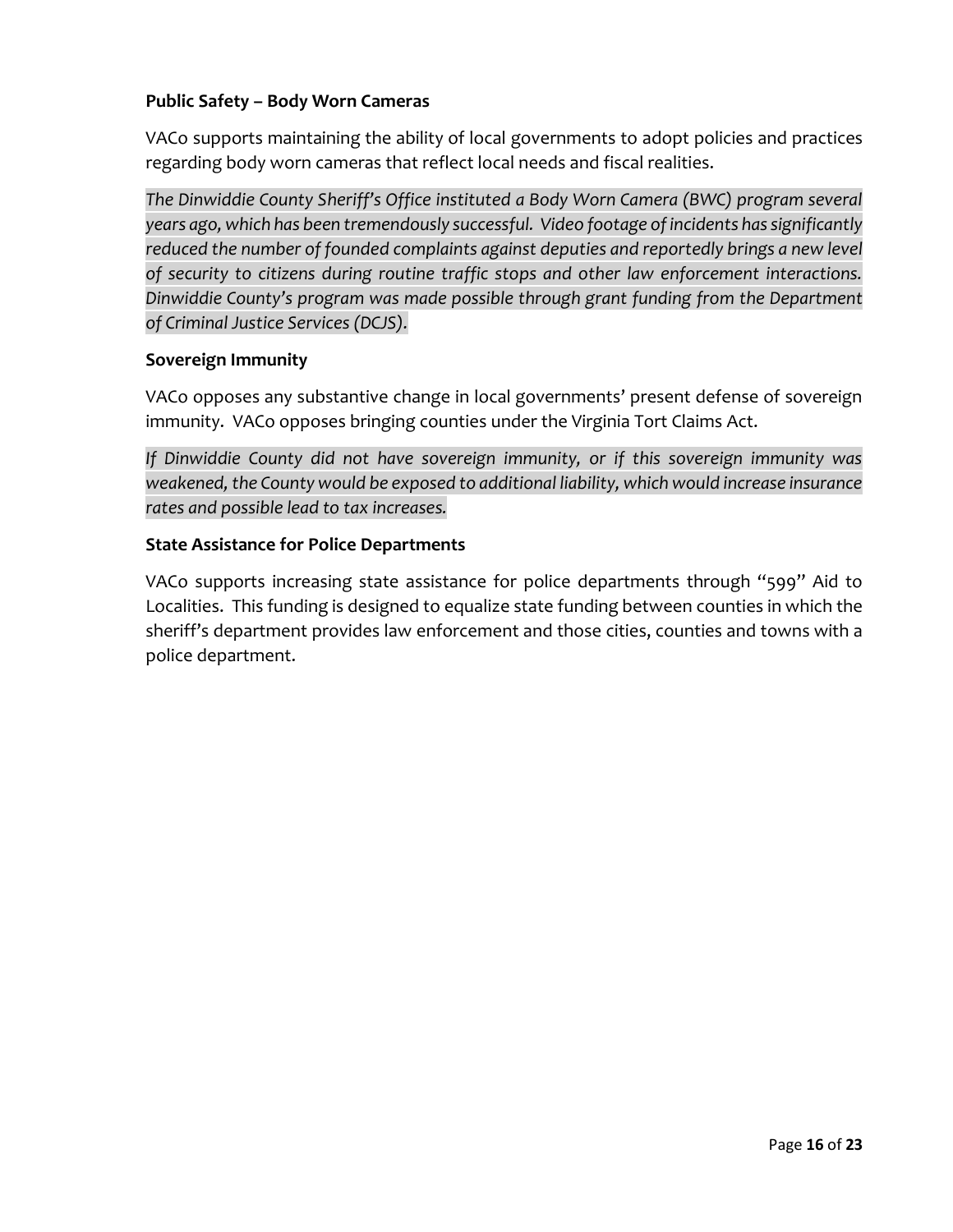**Public Safety – Body Worn Cameras**

VACo supports maintaining the ability of local governments to adopt policies and practices regarding body worn cameras that reflect local needs and fiscal realities.

*The Dinwiddie County Sheriff's Office instituted a Body Worn Camera (BWC) program several years ago, which has been tremendously successful. Video footage of incidents has significantly reduced the number of founded complaints against deputies and reportedly brings a new level of security to citizens during routine traffic stops and other law enforcement interactions. Dinwiddie County's program was made possible through grant funding from the Department of Criminal Justice Services (DCJS).*

**Sovereign Immunity**

VACo opposes any substantive change in local governments' present defense of sovereign immunity. VACo opposes bringing counties under the Virginia Tort Claims Act.

*If Dinwiddie County did not have sovereign immunity, or if this sovereign immunity was weakened, the County would be exposed to additional liability, which would increase insurance rates and possible lead to tax increases.*

**State Assistance for Police Departments**

VACo supports increasing state assistance for police departments through "599" Aid to Localities. This funding is designed to equalize state funding between counties in which the sheriff's department provides law enforcement and those cities, counties and towns with a police department.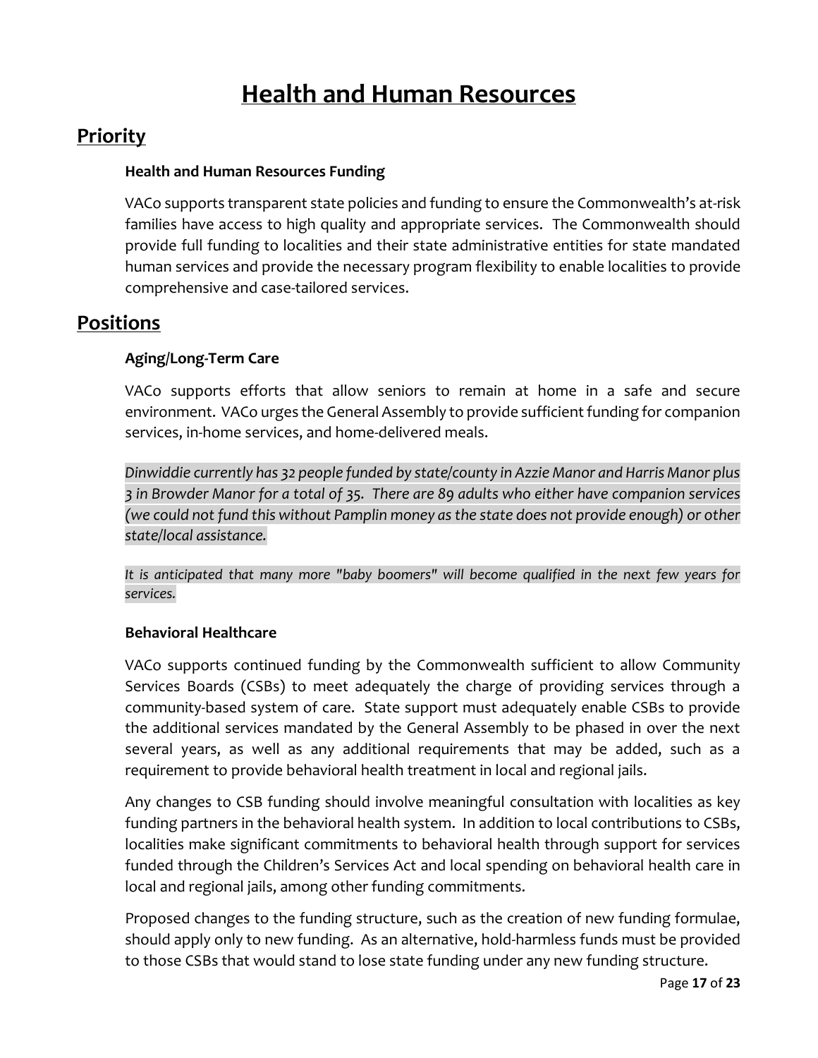# Health and Human Resources

## Priority

### Health and Human Resources Funding

VACo supports transparent state policies and funding to ensure the Commonwealth's at-risk families have access to high quality and appropriate services. The Commonwealth should provide full funding to localities and their state administrative entities for state mandated human services and provide the necessary program flexibility to enable localities to provide comprehensive and case-tailored services.

## Positions

### Aging/Long-Term Care

VACo supports efforts that allow seniors to remain at home in a safe and secure environment. VACo urges the General Assembly to provide sufficient funding for companion services, in-home services, and home-delivered meals.

*Dinwiddie currently has 32 people funded by state/county in Azzie Manor and Harris Manor plus 3 in Browder Manor for a total of 35. There are 89 adults who either have companion services (we could not fund this without Pamplin money as the state does not provide enough) or other state/local assistance.*

*It is anticipated that many more "baby boomers" will become qualified in the next few years for services.*

### Behavioral Healthcare

VACo supports continued funding by the Commonwealth sufficient to allow Community Services Boards (CSBs) to meet adequately the charge of providing services through a community-based system of care. State support must adequately enable CSBs to provide the additional services mandated by the General Assembly to be phased in over the next several years, as well as any additional requirements that may be added, such as a requirement to provide behavioral health treatment in local and regional jails.

Any changes to CSB funding should involve meaningful consultation with localities as key funding partners in the behavioral health system. In addition to local contributions to CSBs, localities make significant commitments to behavioral health through support for services funded through the Children's Services Act and local spending on behavioral health care in local and regional jails, among other funding commitments.

Proposed changes to the funding structure, such as the creation of new funding formulae, should apply only to new funding. As an alternative, hold-harmless funds must be provided to those CSBs that would stand to lose state funding under any new funding structure.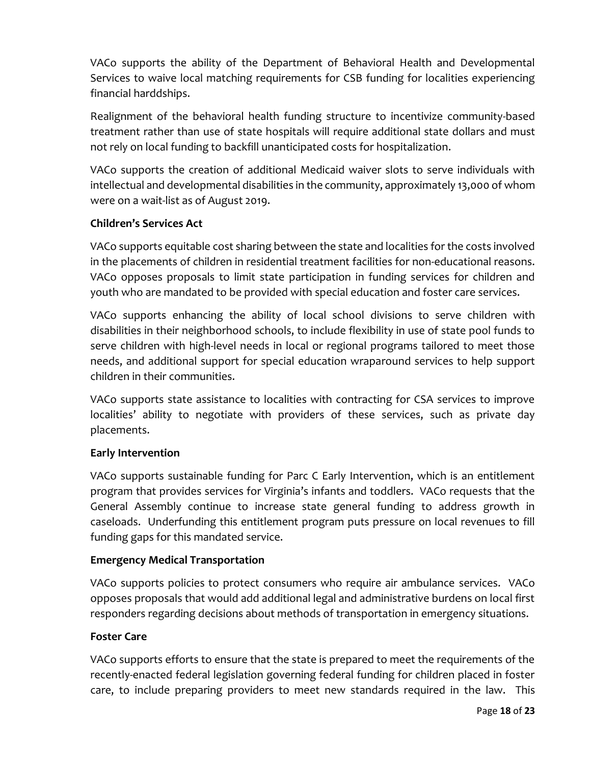VACo supports the ability of the Department of Behavioral Health and Developmental Services to waive local matching requirements for CSB funding for localities experiencing financial harddships.

Realignment of the behavioral health funding structure to incentivize community-based treatment rather than use of state hospitals will require additional state dollars and must not rely on local funding to backfill unanticipated costs for hospitalization.

VACo supports the creation of additional Medicaid waiver slots to serve individuals with intellectual and developmental disabilities in the community, approximately 13,000 of whom were on a wait-list as of August 2019.

**Children's Services Act**

VACo supports equitable cost sharing between the state and localities for the costs involved in the placements of children in residential treatment facilities for non-educational reasons. VACo opposes proposals to limit state participation in funding services for children and youth who are mandated to be provided with special education and foster care services.

VACo supports enhancing the ability of local school divisions to serve children with disabilities in their neighborhood schools, to include flexibility in use of state pool funds to serve children with high-level needs in local or regional programs tailored to meet those needs, and additional support for special education wraparound services to help support children in their communities.

VACo supports state assistance to localities with contracting for CSA services to improve localities' ability to negotiate with providers of these services, such as private day placements.

**Early Intervention**

VACo supports sustainable funding for Parc C Early Intervention, which is an entitlement program that provides services for Virginia's infants and toddlers. VACo requests that the General Assembly continue to increase state general funding to address growth in caseloads. Underfunding this entitlement program puts pressure on local revenues to fill funding gaps for this mandated service.

**Emergency Medical Transportation**

VACo supports policies to protect consumers who require air ambulance services. VACo opposes proposals that would add additional legal and administrative burdens on local first responders regarding decisions about methods of transportation in emergency situations.

**Foster Care**

VACo supports efforts to ensure that the state is prepared to meet the requirements of the recently-enacted federal legislation governing federal funding for children placed in foster care, to include preparing providers to meet new standards required in the law. This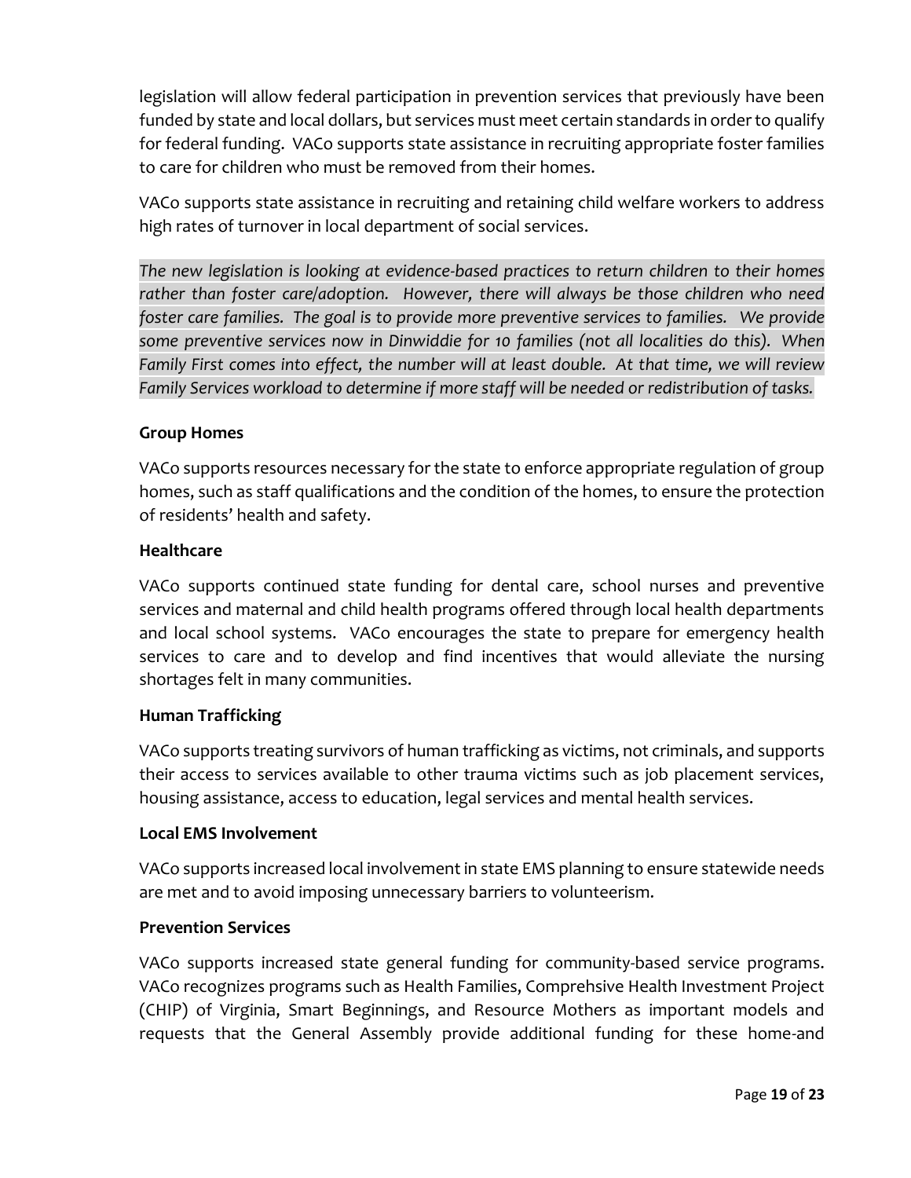legislation will allow federal participation in prevention services that previously have been funded by state and local dollars, but services must meet certain standards in order to qualify for federal funding. VACo supports state assistance in recruiting appropriate foster families to care for children who must be removed from their homes.

VACo supports state assistance in recruiting and retaining child welfare workers to address high rates of turnover in local department of social services.

*The new legislation is looking at evidence-based practices to return children to their homes rather than foster care/adoption. However, there will always be those children who need foster care families. The goal is to provide more preventive services to families. We provide some preventive services now in Dinwiddie for 10 families (not all localities do this). When Family First comes into effect, the number will at least double. At that time, we will review Family Services workload to determine if more staff will be needed or redistribution of tasks.*

**Group Homes**

VACo supports resources necessary for the state to enforce appropriate regulation of group homes, such as staff qualifications and the condition of the homes, to ensure the protection of residents' health and safety.

**Healthcare**

VACo supports continued state funding for dental care, school nurses and preventive services and maternal and child health programs offered through local health departments and local school systems. VACo encourages the state to prepare for emergency health services to care and to develop and find incentives that would alleviate the nursing shortages felt in many communities.

**Human Trafficking**

VACo supports treating survivors of human trafficking as victims, not criminals, and supports their access to services available to other trauma victims such as job placement services, housing assistance, access to education, legal services and mental health services.

**Local EMS Involvement**

VACo supports increased local involvement in state EMS planning to ensure statewide needs are met and to avoid imposing unnecessary barriers to volunteerism.

**Prevention Services**

VACo supports increased state general funding for community-based service programs. VACo recognizes programs such as Health Families, Comprehsive Health Investment Project (CHIP) of Virginia, Smart Beginnings, and Resource Mothers as important models and requests that the General Assembly provide additional funding for these home-and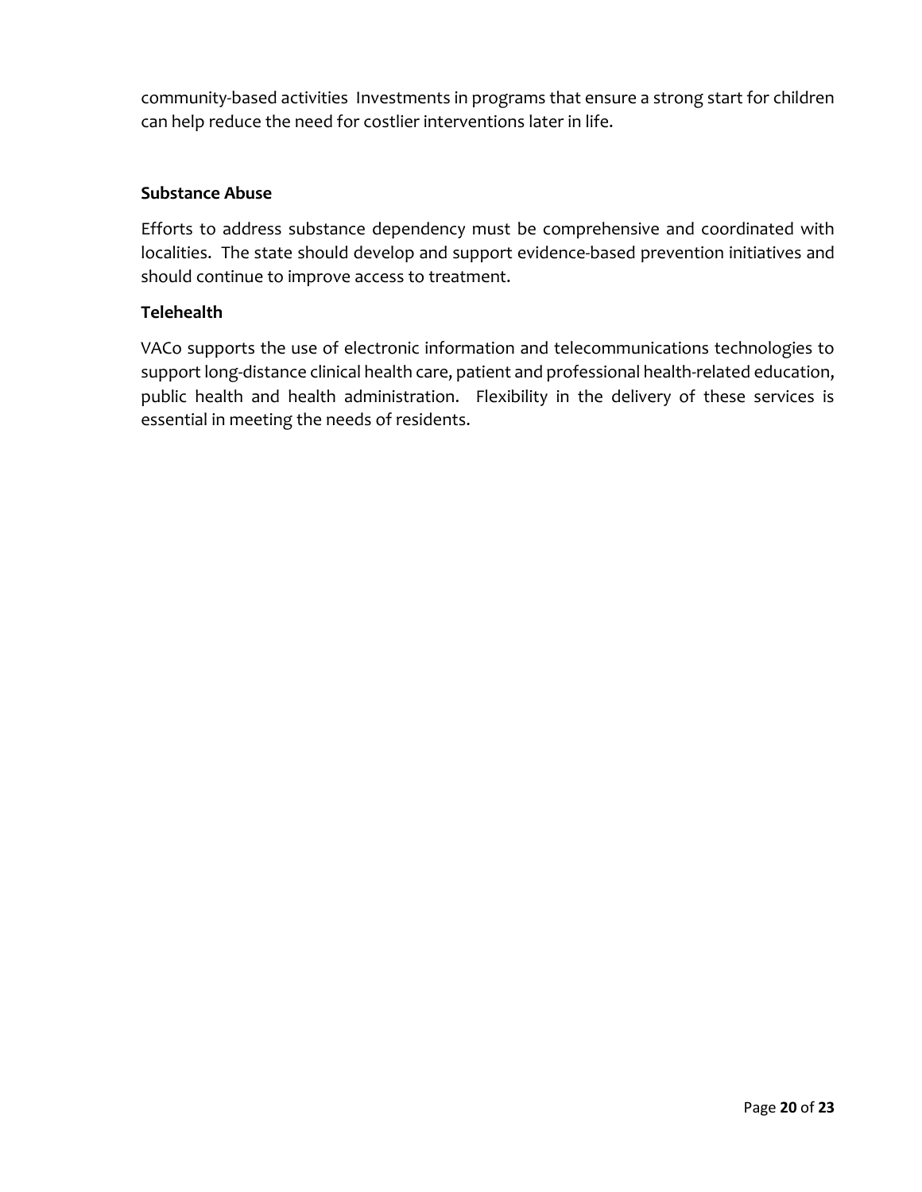community-based activities  Investments in programs that ensure a strong start for children can help reduce the need for costlier interventions later in life.

**Substance Abuse**

Efforts to address substance dependency must be comprehensive and coordinated with localities.  The state should develop and support evidence-based prevention initiatives and should continue to improve access to treatment.

**Telehealth**

VACo supports the use of electronic information and telecommunications technologies to support long-distance clinical health care, patient and professional health-related education, public health and health administration.  Flexibility in the delivery of these services is essential in meeting the needs of residents.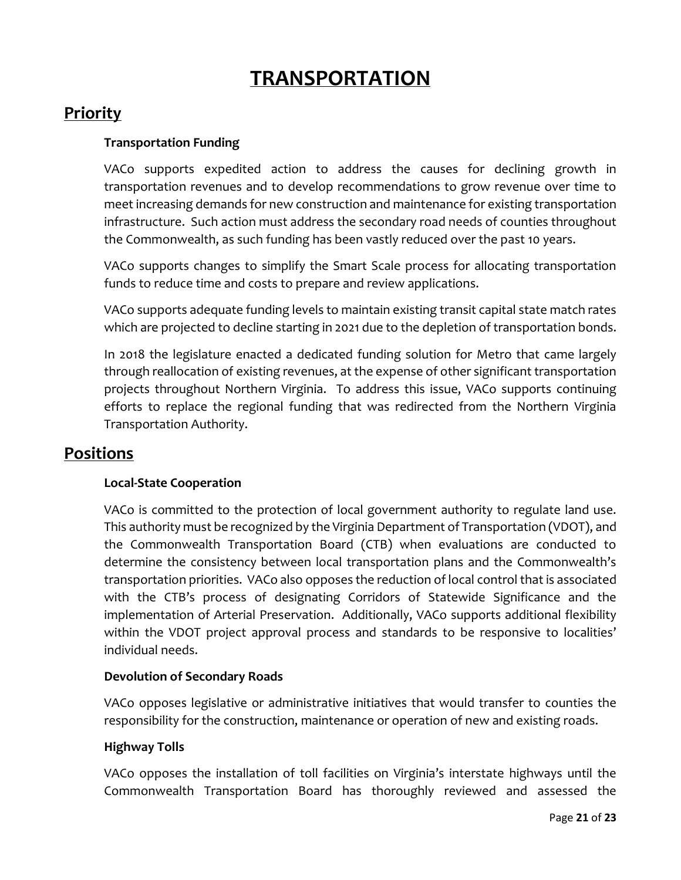# TRANSPORTATION

## Priority

### Transportation Funding

VACo supports expedited action to address the causes for declining growth in transportation revenues and to develop recommendations to grow revenue over time to meet increasing demands for new construction and maintenance for existing transportation infrastructure. Such action must address the secondary road needs of counties throughout the Commonwealth, as such funding has been vastly reduced over the past 10 years.

VACo supports changes to simplify the Smart Scale process for allocating transportation funds to reduce time and costs to prepare and review applications.

VACo supports adequate funding levels to maintain existing transit capital state match rates which are projected to decline starting in 2021 due to the depletion of transportation bonds.

In 2018 the legislature enacted a dedicated funding solution for Metro that came largely through reallocation of existing revenues, at the expense of other significant transportation projects throughout Northern Virginia. To address this issue, VACo supports continuing efforts to replace the regional funding that was redirected from the Northern Virginia Transportation Authority.

## Positions

### Local-State Cooperation

VACo is committed to the protection of local government authority to regulate land use. This authority must be recognized by the Virginia Department of Transportation (VDOT), and the Commonwealth Transportation Board (CTB) when evaluations are conducted to determine the consistency between local transportation plans and the Commonwealth's transportation priorities. VACo also opposes the reduction of local control that is associated with the CTB's process of designating Corridors of Statewide Significance and the implementation of Arterial Preservation. Additionally, VACo supports additional flexibility within the VDOT project approval process and standards to be responsive to localities' individual needs.

### Devolution of Secondary Roads

VACo opposes legislative or administrative initiatives that would transfer to counties the responsibility for the construction, maintenance or operation of new and existing roads.

### Highway Tolls

VACo opposes the installation of toll facilities on Virginia's interstate highways until the Commonwealth Transportation Board has thoroughly reviewed and assessed the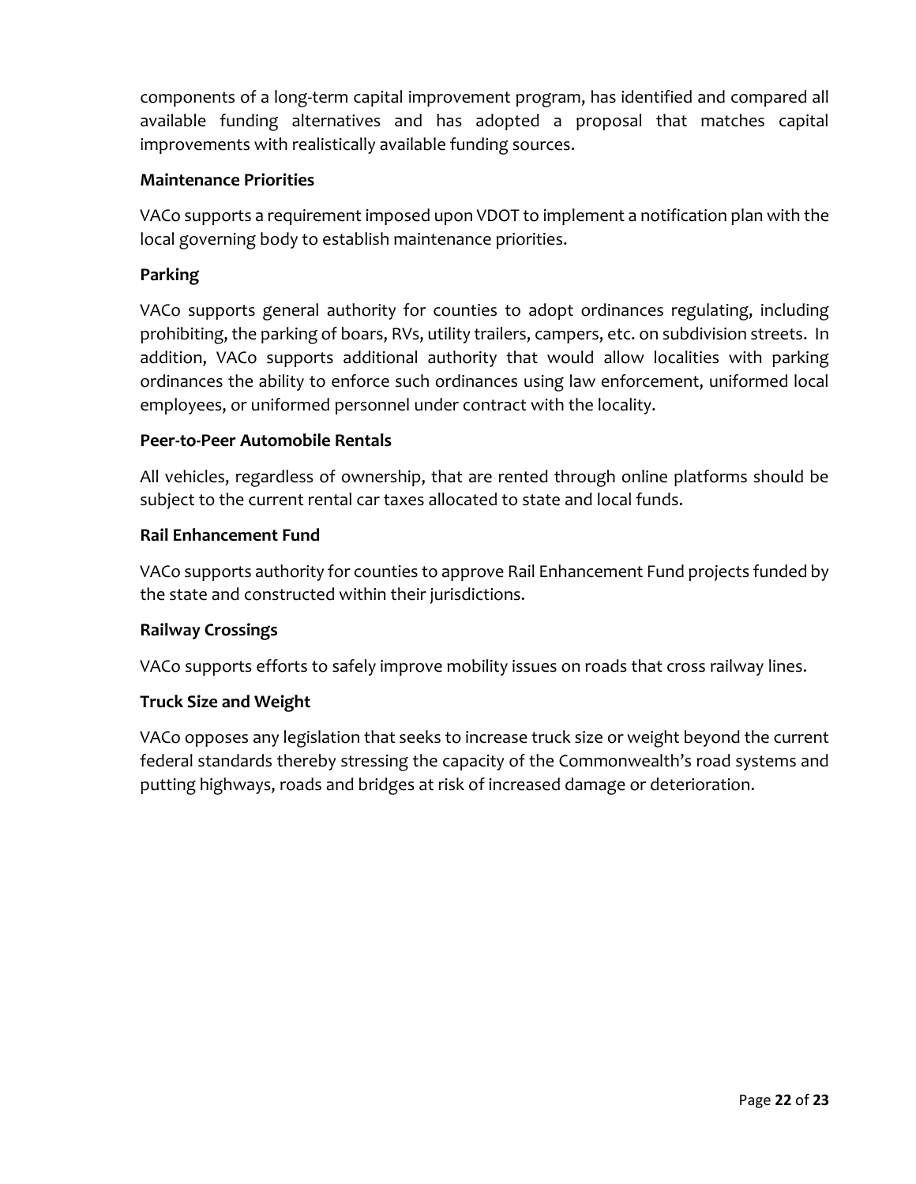components of a long-term capital improvement program, has identified and compared all available funding alternatives and has adopted a proposal that matches capital improvements with realistically available funding sources.

**Maintenance Priorities**

VACo supports a requirement imposed upon VDOT to implement a notification plan with the local governing body to establish maintenance priorities.

**Parking**

VACo supports general authority for counties to adopt ordinances regulating, including prohibiting, the parking of boars, RVs, utility trailers, campers, etc. on subdivision streets. In addition, VACo supports additional authority that would allow localities with parking ordinances the ability to enforce such ordinances using law enforcement, uniformed local employees, or uniformed personnel under contract with the locality.

**Peer-to-Peer Automobile Rentals**

All vehicles, regardless of ownership, that are rented through online platforms should be subject to the current rental car taxes allocated to state and local funds.

**Rail Enhancement Fund**

VACo supports authority for counties to approve Rail Enhancement Fund projects funded by the state and constructed within their jurisdictions.

**Railway Crossings**

VACo supports efforts to safely improve mobility issues on roads that cross railway lines.

**Truck Size and Weight**

VACo opposes any legislation that seeks to increase truck size or weight beyond the current federal standards thereby stressing the capacity of the Commonwealth's road systems and putting highways, roads and bridges at risk of increased damage or deterioration.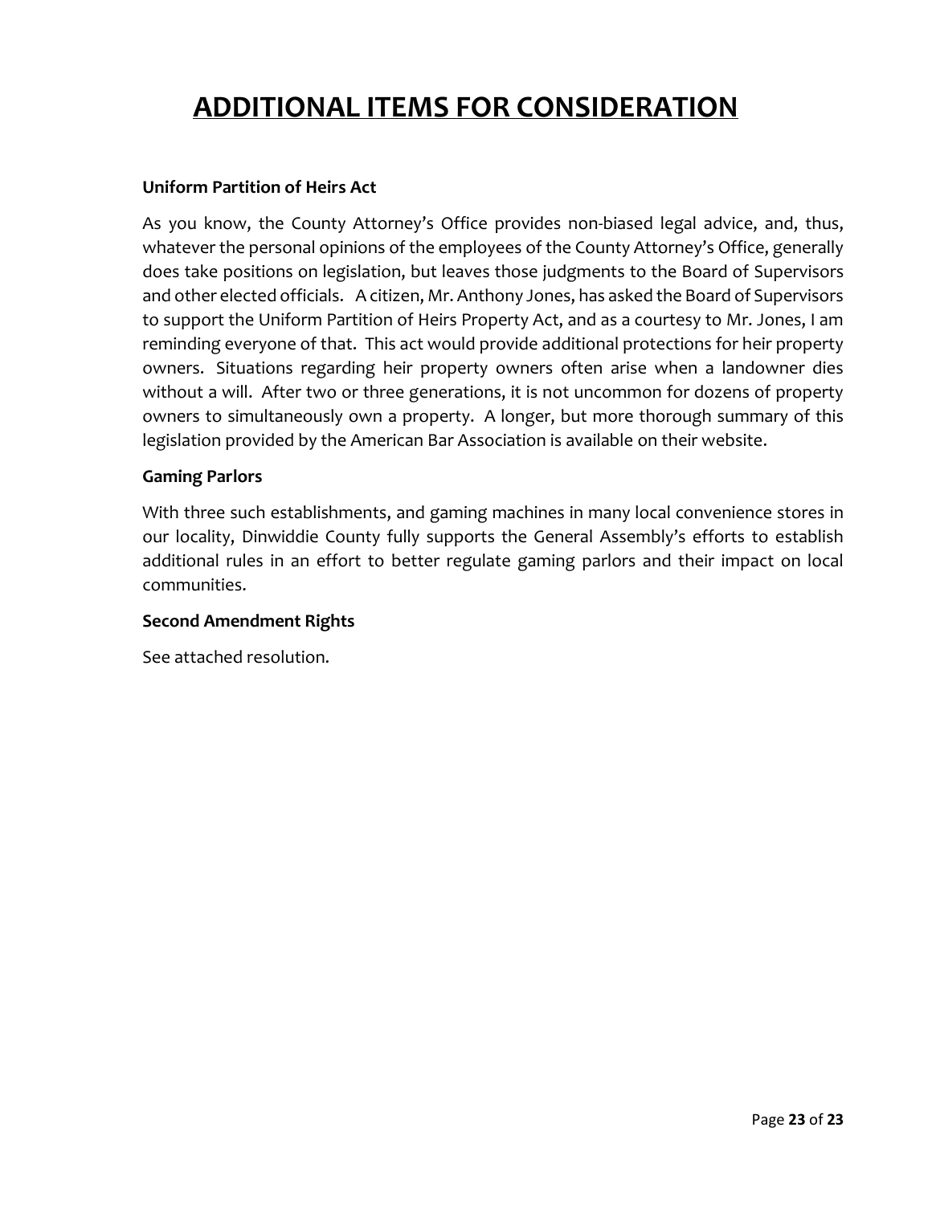# ADDITIONAL ITEMS FOR CONSIDERATION

**Uniform Partition of Heirs Act**

As you know, the County Attorney's Office provides non-biased legal advice, and, thus, whatever the personal opinions of the employees of the County Attorney's Office, generally does take positions on legislation, but leaves those judgments to the Board of Supervisors and other elected officials. A citizen, Mr. Anthony Jones, has asked the Board of Supervisors to support the Uniform Partition of Heirs Property Act, and as a courtesy to Mr. Jones, I am reminding everyone of that. This act would provide additional protections for heir property owners. Situations regarding heir property owners often arise when a landowner dies without a will. After two or three generations, it is not uncommon for dozens of property owners to simultaneously own a property. A longer, but more thorough summary of this legislation provided by the American Bar Association is available on their website.

**Gaming Parlors**

With three such establishments, and gaming machines in many local convenience stores in our locality, Dinwiddie County fully supports the General Assembly's efforts to establish additional rules in an effort to better regulate gaming parlors and their impact on local communities.

**Second Amendment Rights**

See attached resolution.